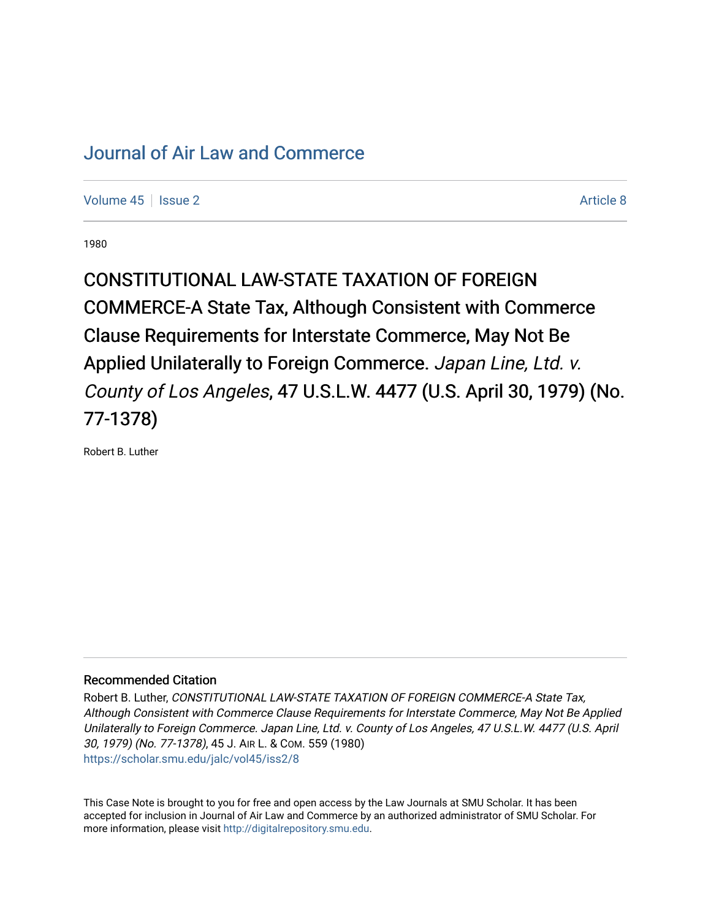# Journal of Air Law and Commerce

Volume 45 | Issue 2 | Article 8

1980

## CONSTITUTIONAL LAW-STATE TAXATION OF FOREIGN COMMERCE-A State Tax, Although Consistent with Commerce Clause Requirements for Interstate Commerce, May Not Be Applied Unilaterally to Foreign Commerce. *Japan Line, Ltd. v. County of Los Angeles*, 47 U.S.L.W. 4477 (U.S. April 30, 1979) (No. 77-1378)

Robert B. Luther

### Recommended Citation

Robert B. Luther, *CONSTITUTIONAL LAW-STATE TAXATION OF FOREIGN COMMERCE-A State Tax, Although Consistent with Commerce Clause Requirements for Interstate Commerce, May Not Be Applied Unilaterally to Foreign Commerce. Japan Line, Ltd. v. County of Los Angeles, 47 U.S.L.W. 4477 (U.S. April 30, 1979) (No. 77-1378)*, 45 J. AIR L. & COM. 559 (1980)
https://scholar.smu.edu/jalc/vol45/iss2/8

This Case Note is brought to you for free and open access by the Law Journals at SMU Scholar. It has been accepted for inclusion in Journal of Air Law and Commerce by an authorized administrator of SMU Scholar. For more information, please visit http://digitalrepository.smu.edu.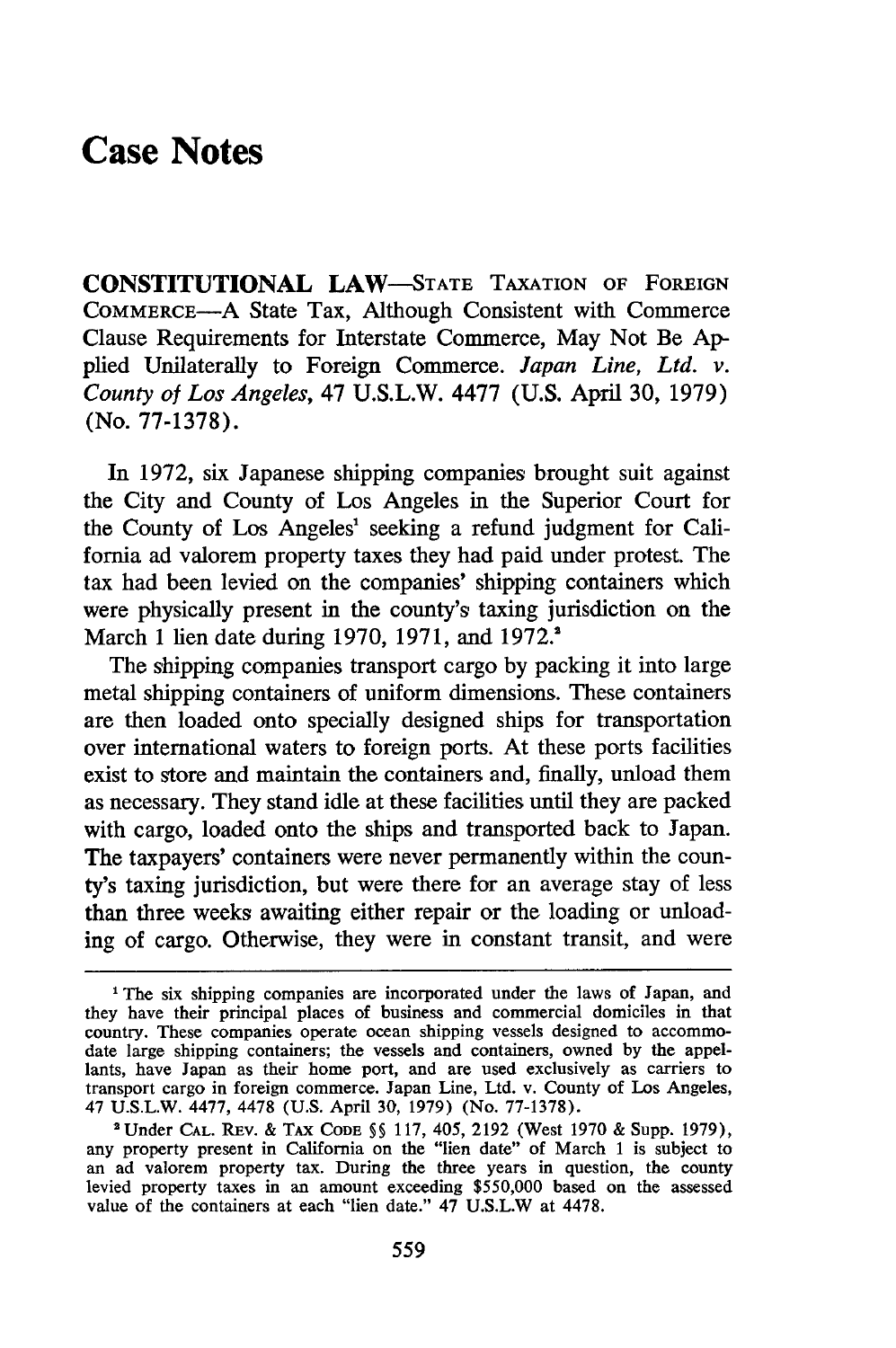# Case Notes

**CONSTITUTIONAL LAW**—STATE TAXATION OF FOREIGN COMMERCE—A State Tax, Although Consistent with Commerce Clause Requirements for Interstate Commerce, May Not Be Applied Unilaterally to Foreign Commerce. *Japan Line, Ltd. v. County of Los Angeles*, 47 U.S.L.W. 4477 (U.S. April 30, 1979) (No. 77-1378).

In 1972, six Japanese shipping companies brought suit against the City and County of Los Angeles in the Superior Court for the County of Los Angeles[1] seeking a refund judgment for California ad valorem property taxes they had paid under protest. The tax had been levied on the companies' shipping containers which were physically present in the county's taxing jurisdiction on the March 1 lien date during 1970, 1971, and 1972.[2]

The shipping companies transport cargo by packing it into large metal shipping containers of uniform dimensions. These containers are then loaded onto specially designed ships for transportation over international waters to foreign ports. At these ports facilities exist to store and maintain the containers and, finally, unload them as necessary. They stand idle at these facilities until they are packed with cargo, loaded onto the ships and transported back to Japan. The taxpayers' containers were never permanently within the county's taxing jurisdiction, but were there for an average stay of less than three weeks awaiting either repair or the loading or unloading of cargo. Otherwise, they were in constant transit, and were

---

[1] The six shipping companies are incorporated under the laws of Japan, and they have their principal places of business and commercial domiciles in that country. These companies operate ocean shipping vessels designed to accommodate large shipping containers; the vessels and containers, owned by the appellants, have Japan as their home port, and are used exclusively as carriers to transport cargo in foreign commerce. Japan Line, Ltd. v. County of Los Angeles, 47 U.S.L.W. 4477, 4478 (U.S. April 30, 1979) (No. 77-1378).

[2] Under CAL. REV. & TAX CODE §§ 117, 405, 2192 (West 1970 & Supp. 1979), any property present in California on the "lien date" of March 1 is subject to an ad valorem property tax. During the three years in question, the county levied property taxes in an amount exceeding $550,000 based on the assessed value of the containers at each "lien date." 47 U.S.L.W at 4478.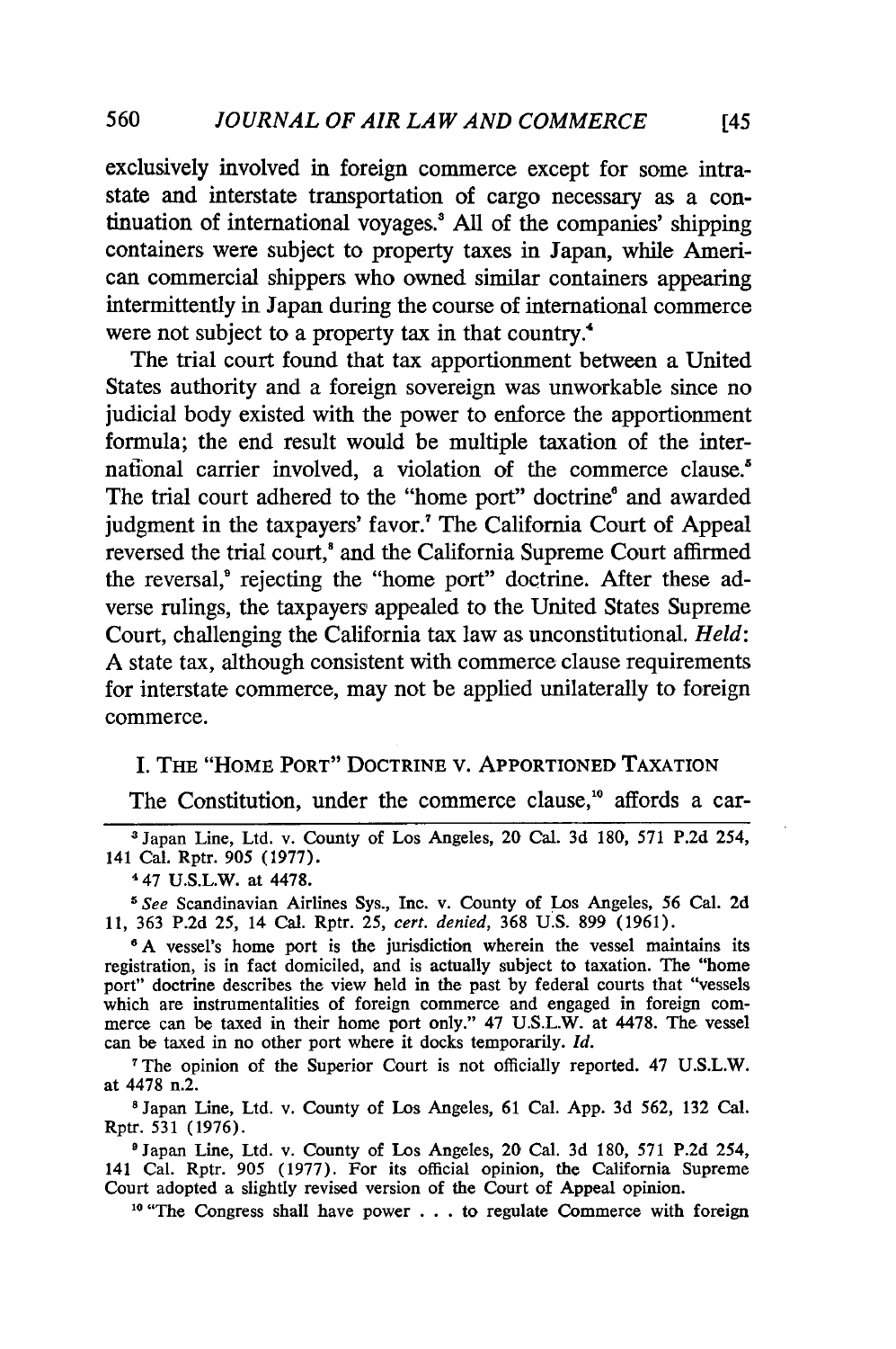exclusively involved in foreign commerce except for some intrastate and interstate transportation of cargo necessary as a continuation of international voyages.[3] All of the companies' shipping containers were subject to property taxes in Japan, while American commercial shippers who owned similar containers appearing intermittently in Japan during the course of international commerce were not subject to a property tax in that country.[4]

The trial court found that tax apportionment between a United States authority and a foreign sovereign was unworkable since no judicial body existed with the power to enforce the apportionment formula; the end result would be multiple taxation of the international carrier involved, a violation of the commerce clause.[5] The trial court adhered to the "home port" doctrine[6] and awarded judgment in the taxpayers' favor.[7] The California Court of Appeal reversed the trial court,[8] and the California Supreme Court affirmed the reversal,[9] rejecting the "home port" doctrine. After these adverse rulings, the taxpayers appealed to the United States Supreme Court, challenging the California tax law as unconstitutional. *Held*: A state tax, although consistent with commerce clause requirements for interstate commerce, may not be applied unilaterally to foreign commerce.

## I. The "Home Port" Doctrine v. Apportioned Taxation

The Constitution, under the commerce clause,[10] affords a car-

---

[3] Japan Line, Ltd. v. County of Los Angeles, 20 Cal. 3d 180, 571 P.2d 254, 141 Cal. Rptr. 905 (1977).

[4] 47 U.S.L.W. at 4478.

[5] *See* Scandinavian Airlines Sys., Inc. v. County of Los Angeles, 56 Cal. 2d 11, 363 P.2d 25, 14 Cal. Rptr. 25, *cert. denied*, 368 U.S. 899 (1961).

[6] A vessel's home port is the jurisdiction wherein the vessel maintains its registration, is in fact domiciled, and is actually subject to taxation. The "home port" doctrine describes the view held in the past by federal courts that "vessels which are instrumentalities of foreign commerce and engaged in foreign commerce can be taxed in their home port only." 47 U.S.L.W. at 4478. The vessel can be taxed in no other port where it docks temporarily. *Id.*

[7] The opinion of the Superior Court is not officially reported. 47 U.S.L.W. at 4478 n.2.

[8] Japan Line, Ltd. v. County of Los Angeles, 61 Cal. App. 3d 562, 132 Cal. Rptr. 531 (1976).

[9] Japan Line, Ltd. v. County of Los Angeles, 20 Cal. 3d 180, 571 P.2d 254, 141 Cal. Rptr. 905 (1977). For its official opinion, the California Supreme Court adopted a slightly revised version of the Court of Appeal opinion.

[10] "The Congress shall have power . . . to regulate Commerce with foreign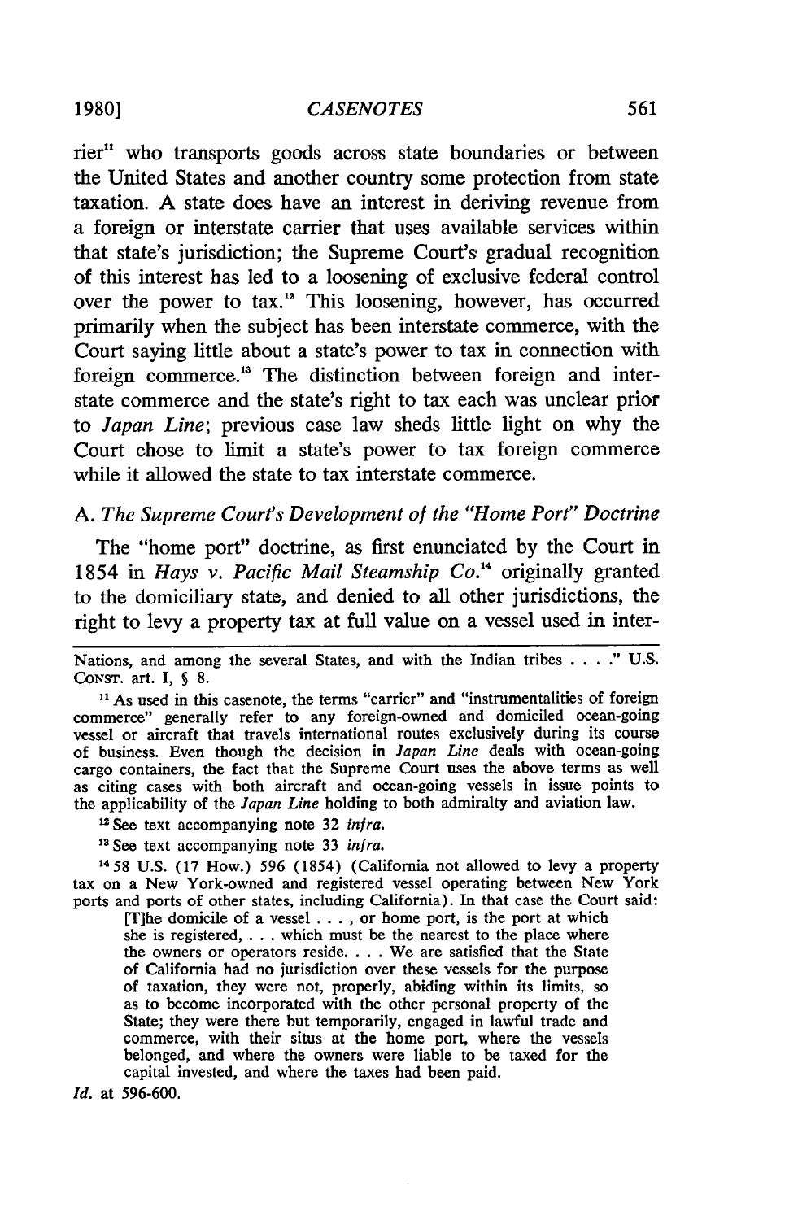rier[11] who transports goods across state boundaries or between the United States and another country some protection from state taxation. A state does have an interest in deriving revenue from a foreign or interstate carrier that uses available services within that state's jurisdiction; the Supreme Court's gradual recognition of this interest has led to a loosening of exclusive federal control over the power to tax.[12] This loosening, however, has occurred primarily when the subject has been interstate commerce, with the Court saying little about a state's power to tax in connection with foreign commerce.[13] The distinction between foreign and interstate commerce and the state's right to tax each was unclear prior to *Japan Line*; previous case law sheds little light on why the Court chose to limit a state's power to tax foreign commerce while it allowed the state to tax interstate commerce.

### A. *The Supreme Court's Development of the "Home Port" Doctrine*

The "home port" doctrine, as first enunciated by the Court in 1854 in *Hays v. Pacific Mail Steamship Co.*[14] originally granted to the domiciliary state, and denied to all other jurisdictions, the right to levy a property tax at full value on a vessel used in inter-

---

Nations, and among the several States, and with the Indian tribes . . . ." U.S. CONST. art. I, § 8.

[11] As used in this casenote, the terms "carrier" and "instrumentalities of foreign commerce" generally refer to any foreign-owned and domiciled ocean-going vessel or aircraft that travels international routes exclusively during its course of business. Even though the decision in *Japan Line* deals with ocean-going cargo containers, the fact that the Supreme Court uses the above terms as well as citing cases with both aircraft and ocean-going vessels in issue points to the applicability of the *Japan Line* holding to both admiralty and aviation law.

[12] See text accompanying note 32 *infra*.

[13] See text accompanying note 33 *infra*.

[14] 58 U.S. (17 How.) 596 (1854) (California not allowed to levy a property tax on a New York-owned and registered vessel operating between New York ports and ports of other states, including California). In that case the Court said:

> [T]he domicile of a vessel . . . , or home port, is the port at which she is registered, . . . which must be the nearest to the place where the owners or operators reside. . . . We are satisfied that the State of California had no jurisdiction over these vessels for the purpose of taxation, they were not, properly, abiding within its limits, so as to become incorporated with the other personal property of the State; they were there but temporarily, engaged in lawful trade and commerce, with their situs at the home port, where the vessels belonged, and where the owners were liable to be taxed for the capital invested, and where the taxes had been paid.

*Id.* at 596-600.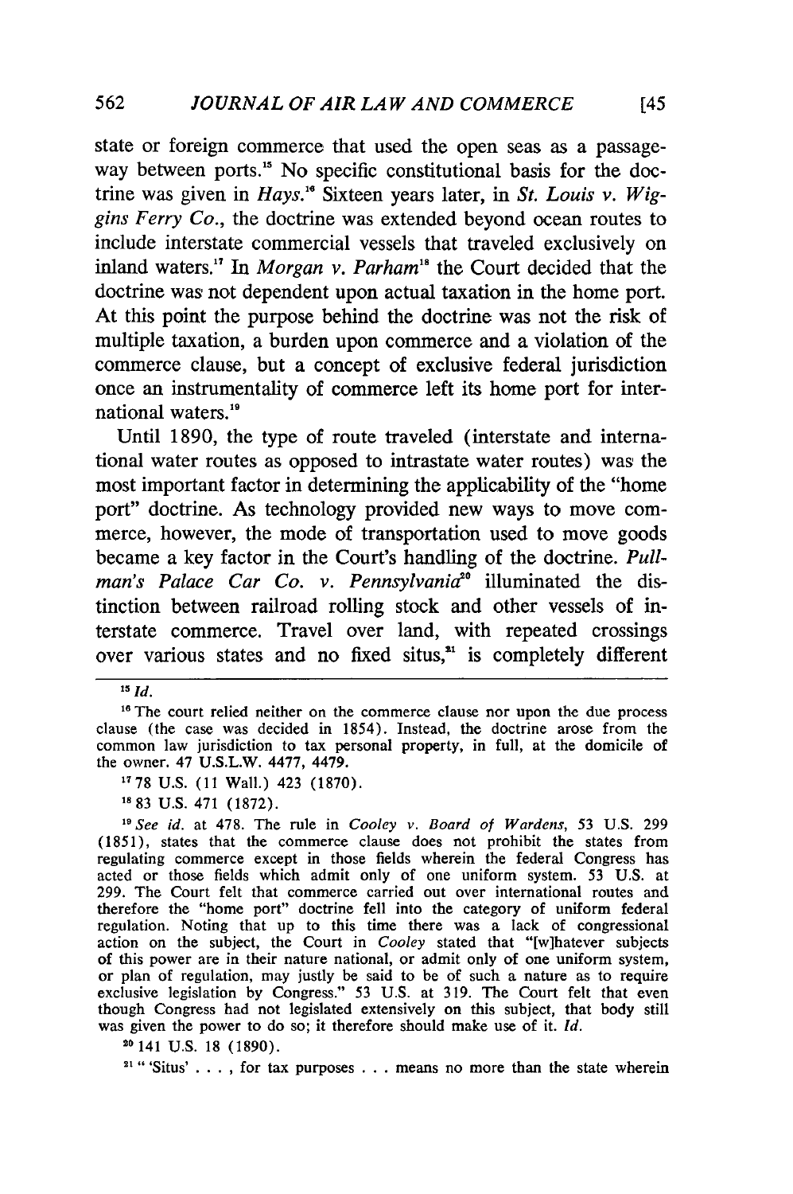state or foreign commerce that used the open seas as a passageway between ports.[15] No specific constitutional basis for the doctrine was given in *Hays*.[16] Sixteen years later, in *St. Louis v. Wiggins Ferry Co.*, the doctrine was extended beyond ocean routes to include interstate commercial vessels that traveled exclusively on inland waters.[17] In *Morgan v. Parham*[18] the Court decided that the doctrine was not dependent upon actual taxation in the home port. At this point the purpose behind the doctrine was not the risk of multiple taxation, a burden upon commerce and a violation of the commerce clause, but a concept of exclusive federal jurisdiction once an instrumentality of commerce left its home port for international waters.[19]

Until 1890, the type of route traveled (interstate and international water routes as opposed to intrastate water routes) was the most important factor in determining the applicability of the "home port" doctrine. As technology provided new ways to move commerce, however, the mode of transportation used to move goods became a key factor in the Court's handling of the doctrine. *Pullman's Palace Car Co. v. Pennsylvania*[20] illuminated the distinction between railroad rolling stock and other vessels of interstate commerce. Travel over land, with repeated crossings over various states and no fixed situs,[21] is completely different

---

[15] *Id.*

[16] The court relied neither on the commerce clause nor upon the due process clause (the case was decided in 1854). Instead, the doctrine arose from the common law jurisdiction to tax personal property, in full, at the domicile of the owner. 47 U.S.L.W. 4477, 4479.

[17] 78 U.S. (11 Wall.) 423 (1870).

[18] 83 U.S. 471 (1872).

[19] *See id.* at 478. The rule in *Cooley v. Board of Wardens*, 53 U.S. 299 (1851), states that the commerce clause does not prohibit the states from regulating commerce except in those fields wherein the federal Congress has acted or those fields which admit only of one uniform system. 53 U.S. at 299. The Court felt that commerce carried out over international routes and therefore the "home port" doctrine fell into the category of uniform federal regulation. Noting that up to this time there was a lack of congressional action on the subject, the Court in *Cooley* stated that "[w]hatever subjects of this power are in their nature national, or admit only of one uniform system, or plan of regulation, may justly be said to be of such a nature as to require exclusive legislation by Congress." 53 U.S. at 319. The Court felt that even though Congress had not legislated extensively on this subject, that body still was given the power to do so; it therefore should make use of it. *Id.*

[20] 141 U.S. 18 (1890).

[21] " 'Situs' . . . , for tax purposes . . . means no more than the state wherein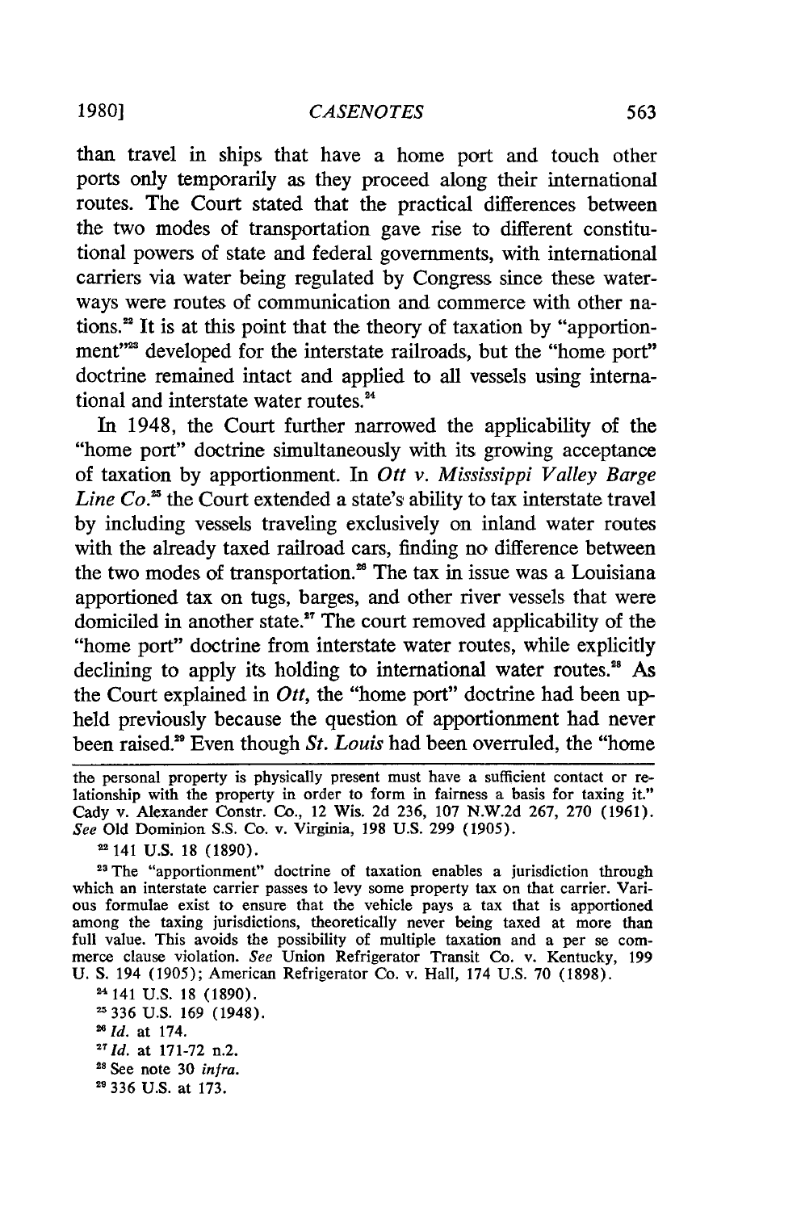than travel in ships that have a home port and touch other ports only temporarily as they proceed along their international routes. The Court stated that the practical differences between the two modes of transportation gave rise to different constitutional powers of state and federal governments, with international carriers via water being regulated by Congress since these waterways were routes of communication and commerce with other nations.[22] It is at this point that the theory of taxation by "apportionment"[23] developed for the interstate railroads, but the "home port" doctrine remained intact and applied to all vessels using international and interstate water routes.[24]

In 1948, the Court further narrowed the applicability of the "home port" doctrine simultaneously with its growing acceptance of taxation by apportionment. In *Ott v. Mississippi Valley Barge Line Co.*[25] the Court extended a state's ability to tax interstate travel by including vessels traveling exclusively on inland water routes with the already taxed railroad cars, finding no difference between the two modes of transportation.[26] The tax in issue was a Louisiana apportioned tax on tugs, barges, and other river vessels that were domiciled in another state.[27] The court removed applicability of the "home port" doctrine from interstate water routes, while explicitly declining to apply its holding to international water routes.[28] As the Court explained in *Ott*, the "home port" doctrine had been upheld previously because the question of apportionment had never been raised.[29] Even though *St. Louis* had been overruled, the "home

---

the personal property is physically present must have a sufficient contact or relationship with the property in order to form in fairness a basis for taxing it." Cady v. Alexander Constr. Co., 12 Wis. 2d 236, 107 N.W.2d 267, 270 (1961). *See* Old Dominion S.S. Co. v. Virginia, 198 U.S. 299 (1905).

[22] 141 U.S. 18 (1890).

[23] The "apportionment" doctrine of taxation enables a jurisdiction through which an interstate carrier passes to levy some property tax on that carrier. Various formulae exist to ensure that the vehicle pays a tax that is apportioned among the taxing jurisdictions, theoretically never being taxed at more than full value. This avoids the possibility of multiple taxation and a per se commerce clause violation. *See* Union Refrigerator Transit Co. v. Kentucky, 199 U. S. 194 (1905); American Refrigerator Co. v. Hall, 174 U.S. 70 (1898).

[24] 141 U.S. 18 (1890).

[25] 336 U.S. 169 (1948).

[26] *Id.* at 174.

[27] *Id.* at 171-72 n.2.

[28] See note 30 *infra*.

[29] 336 U.S. at 173.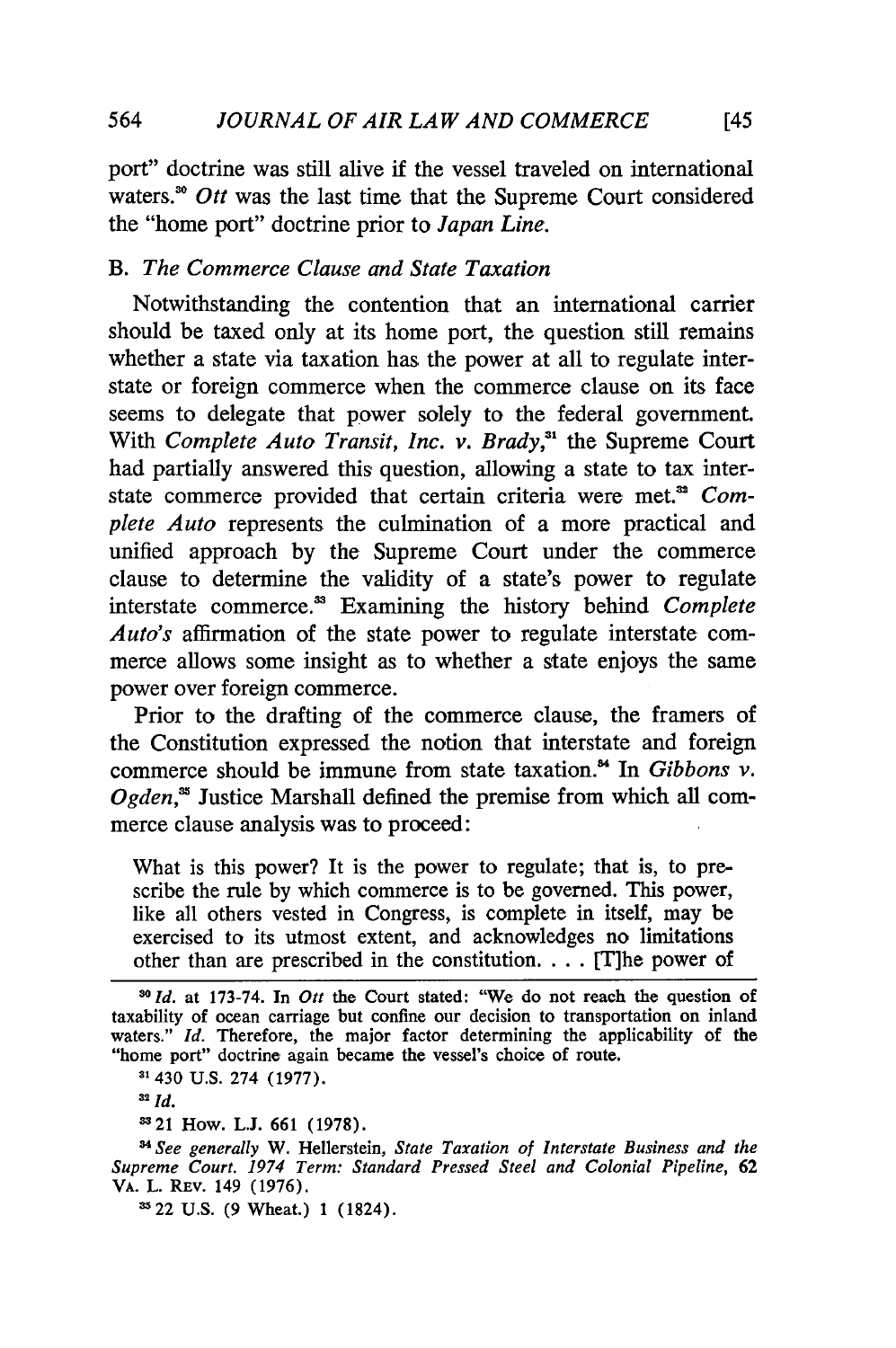port" doctrine was still alive if the vessel traveled on international waters.[30] *Ott* was the last time that the Supreme Court considered the "home port" doctrine prior to *Japan Line*.

### B. *The Commerce Clause and State Taxation*

Notwithstanding the contention that an international carrier should be taxed only at its home port, the question still remains whether a state via taxation has the power at all to regulate interstate or foreign commerce when the commerce clause on its face seems to delegate that power solely to the federal government. With *Complete Auto Transit, Inc. v. Brady*,[31] the Supreme Court had partially answered this question, allowing a state to tax interstate commerce provided that certain criteria were met.[32] *Complete Auto* represents the culmination of a more practical and unified approach by the Supreme Court under the commerce clause to determine the validity of a state's power to regulate interstate commerce.[33] Examining the history behind *Complete Auto's* affirmation of the state power to regulate interstate commerce allows some insight as to whether a state enjoys the same power over foreign commerce.

Prior to the drafting of the commerce clause, the framers of the Constitution expressed the notion that interstate and foreign commerce should be immune from state taxation.[34] In *Gibbons v. Ogden*,[35] Justice Marshall defined the premise from which all commerce clause analysis was to proceed:

> What is this power? It is the power to regulate; that is, to prescribe the rule by which commerce is to be governed. This power, like all others vested in Congress, is complete in itself, may be exercised to its utmost extent, and acknowledges no limitations other than are prescribed in the constitution. . . . [T]he power of

---

[30] *Id.* at 173-74. In *Ott* the Court stated: "We do not reach the question of taxability of ocean carriage but confine our decision to transportation on inland waters." *Id.* Therefore, the major factor determining the applicability of the "home port" doctrine again became the vessel's choice of route.

[31] 430 U.S. 274 (1977).

[32] *Id.*

[33] 21 How. L.J. 661 (1978).

[34] *See generally* W. Hellerstein, *State Taxation of Interstate Business and the Supreme Court. 1974 Term: Standard Pressed Steel and Colonial Pipeline*, 62 VA. L. REV. 149 (1976).

[35] 22 U.S. (9 Wheat.) 1 (1824).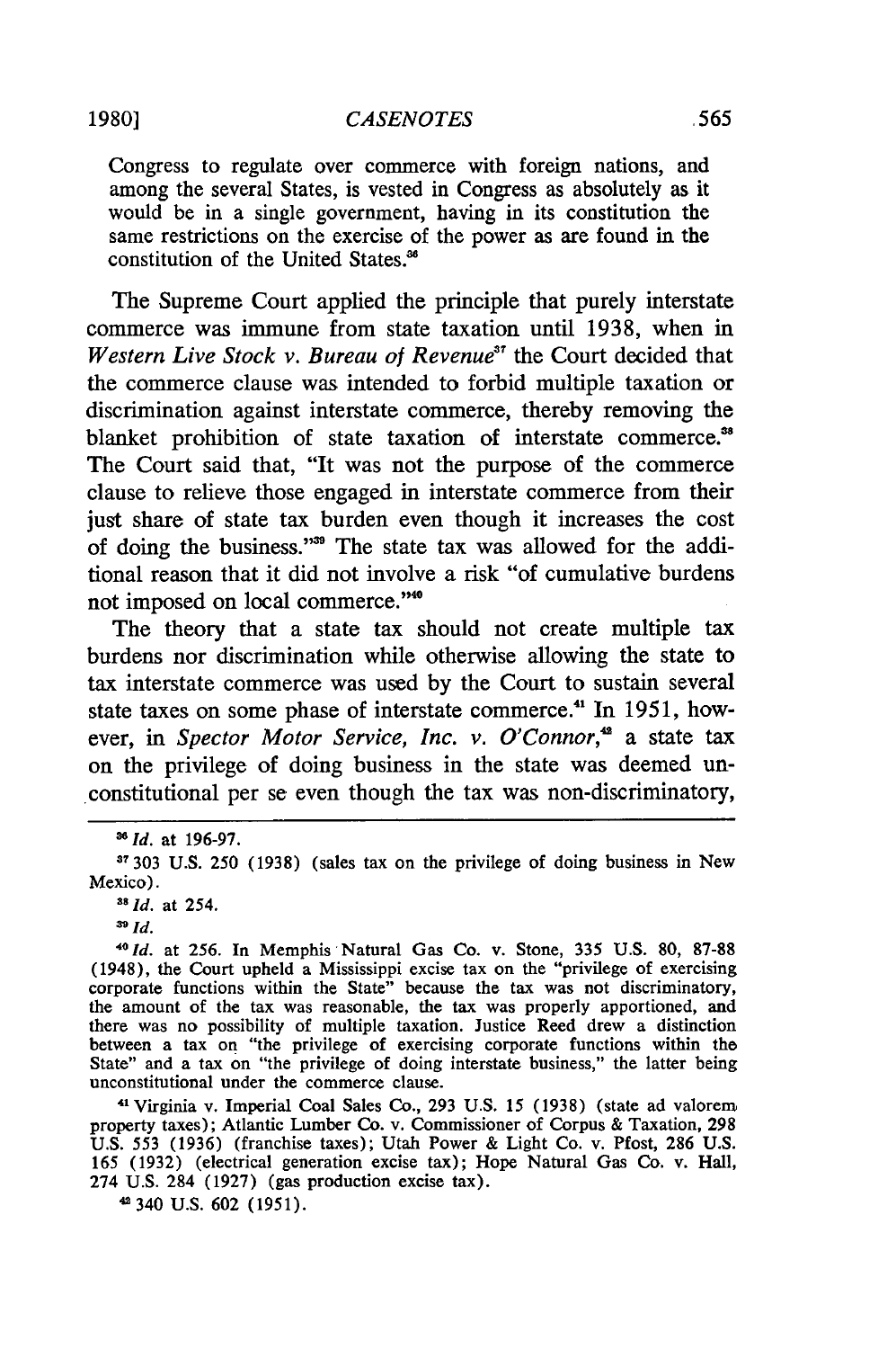Congress to regulate over commerce with foreign nations, and among the several States, is vested in Congress as absolutely as it would be in a single government, having in its constitution the same restrictions on the exercise of the power as are found in the constitution of the United States.[36]

The Supreme Court applied the principle that purely interstate commerce was immune from state taxation until 1938, when in *Western Live Stock v. Bureau of Revenue*[37] the Court decided that the commerce clause was intended to forbid multiple taxation or discrimination against interstate commerce, thereby removing the blanket prohibition of state taxation of interstate commerce.[38] The Court said that, "It was not the purpose of the commerce clause to relieve those engaged in interstate commerce from their just share of state tax burden even though it increases the cost of doing the business."[39] The state tax was allowed for the additional reason that it did not involve a risk "of cumulative burdens not imposed on local commerce."[40]

The theory that a state tax should not create multiple tax burdens nor discrimination while otherwise allowing the state to tax interstate commerce was used by the Court to sustain several state taxes on some phase of interstate commerce.[41] In 1951, however, in *Spector Motor Service, Inc. v. O'Connor*,[42] a state tax on the privilege of doing business in the state was deemed unconstitutional per se even though the tax was non-discriminatory,

---

[36] *Id.* at 196-97.

[37] 303 U.S. 250 (1938) (sales tax on the privilege of doing business in New Mexico).

[38] *Id.* at 254.

[39] *Id.*

[40] *Id.* at 256. In Memphis Natural Gas Co. v. Stone, 335 U.S. 80, 87-88 (1948), the Court upheld a Mississippi excise tax on the "privilege of exercising corporate functions within the State" because the tax was not discriminatory, the amount of the tax was reasonable, the tax was properly apportioned, and there was no possibility of multiple taxation. Justice Reed drew a distinction between a tax on "the privilege of exercising corporate functions within the State" and a tax on "the privilege of doing interstate business," the latter being unconstitutional under the commerce clause.

[41] Virginia v. Imperial Coal Sales Co., 293 U.S. 15 (1938) (state ad valorem property taxes); Atlantic Lumber Co. v. Commissioner of Corpus & Taxation, 298 U.S. 553 (1936) (franchise taxes); Utah Power & Light Co. v. Pfost, 286 U.S. 165 (1932) (electrical generation excise tax); Hope Natural Gas Co. v. Hall, 274 U.S. 284 (1927) (gas production excise tax).

[42] 340 U.S. 602 (1951).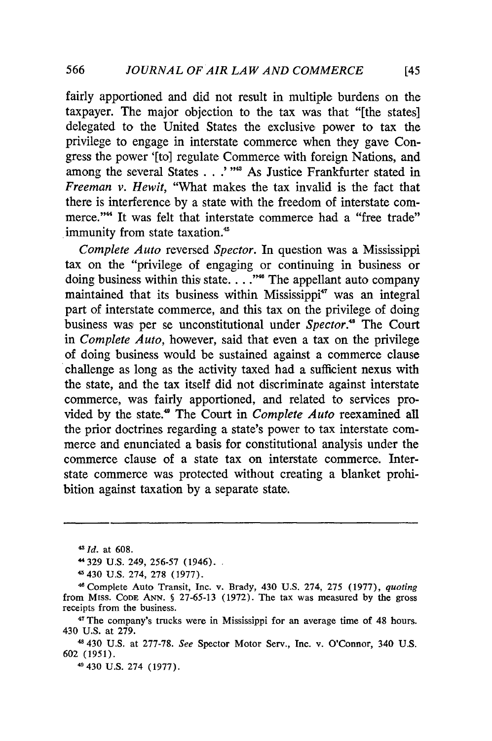fairly apportioned and did not result in multiple burdens on the taxpayer. The major objection to the tax was that "[the states] delegated to the United States the exclusive power to tax the privilege to engage in interstate commerce when they gave Congress the power '[to] regulate Commerce with foreign Nations, and among the several States . . .' "[43] As Justice Frankfurter stated in *Freeman v. Hewit*, "What makes the tax invalid is the fact that there is interference by a state with the freedom of interstate commerce."[44] It was felt that interstate commerce had a "free trade" immunity from state taxation.[45]

*Complete Auto* reversed *Spector*. In question was a Mississippi tax on the "privilege of engaging or continuing in business or doing business within this state. . . ."[46] The appellant auto company maintained that its business within Mississippi[47] was an integral part of interstate commerce, and this tax on the privilege of doing business was per se unconstitutional under *Spector*.[48] The Court in *Complete Auto*, however, said that even a tax on the privilege of doing business would be sustained against a commerce clause challenge as long as the activity taxed had a sufficient nexus with the state, and the tax itself did not discriminate against interstate commerce, was fairly apportioned, and related to services provided by the state.[49] The Court in *Complete Auto* reexamined all the prior doctrines regarding a state's power to tax interstate commerce and enunciated a basis for constitutional analysis under the commerce clause of a state tax on interstate commerce. Interstate commerce was protected without creating a blanket prohibition against taxation by a separate state.

---

[43] *Id.* at 608.

[44] 329 U.S. 249, 256-57 (1946).

[45] 430 U.S. 274, 278 (1977).

[46] Complete Auto Transit, Inc. v. Brady, 430 U.S. 274, 275 (1977), *quoting* from MISS. CODE ANN. § 27-65-13 (1972). The tax was measured by the gross receipts from the business.

[47] The company's trucks were in Mississippi for an average time of 48 hours. 430 U.S. at 279.

[48] 430 U.S. at 277-78. *See* Spector Motor Serv., Inc. v. O'Connor, 340 U.S. 602 (1951).

[49] 430 U.S. 274 (1977).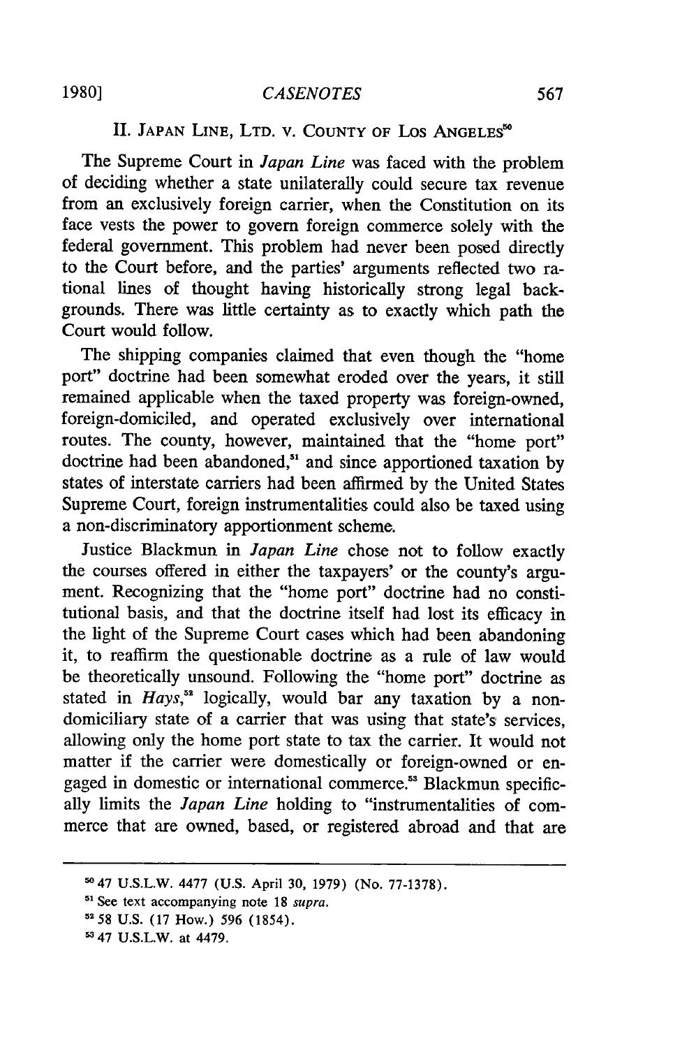## II. JAPAN LINE, LTD. v. COUNTY OF LOS ANGELES[50]

The Supreme Court in *Japan Line* was faced with the problem of deciding whether a state unilaterally could secure tax revenue from an exclusively foreign carrier, when the Constitution on its face vests the power to govern foreign commerce solely with the federal government. This problem had never been posed directly to the Court before, and the parties' arguments reflected two rational lines of thought having historically strong legal backgrounds. There was little certainty as to exactly which path the Court would follow.

The shipping companies claimed that even though the "home port" doctrine had been somewhat eroded over the years, it still remained applicable when the taxed property was foreign-owned, foreign-domiciled, and operated exclusively over international routes. The county, however, maintained that the "home port" doctrine had been abandoned,[51] and since apportioned taxation by states of interstate carriers had been affirmed by the United States Supreme Court, foreign instrumentalities could also be taxed using a non-discriminatory apportionment scheme.

Justice Blackmun in *Japan Line* chose not to follow exactly the courses offered in either the taxpayers' or the county's argument. Recognizing that the "home port" doctrine had no constitutional basis, and that the doctrine itself had lost its efficacy in the light of the Supreme Court cases which had been abandoning it, to reaffirm the questionable doctrine as a rule of law would be theoretically unsound. Following the "home port" doctrine as stated in *Hays*,[52] logically, would bar any taxation by a non-domiciliary state of a carrier that was using that state's services, allowing only the home port state to tax the carrier. It would not matter if the carrier were domestically or foreign-owned or engaged in domestic or international commerce.[53] Blackmun specifically limits the *Japan Line* holding to "instrumentalities of commerce that are owned, based, or registered abroad and that are

---

[50] 47 U.S.L.W. 4477 (U.S. April 30, 1979) (No. 77-1378).

[51] See text accompanying note 18 *supra*.

[52] 58 U.S. (17 How.) 596 (1854).

[53] 47 U.S.L.W. at 4479.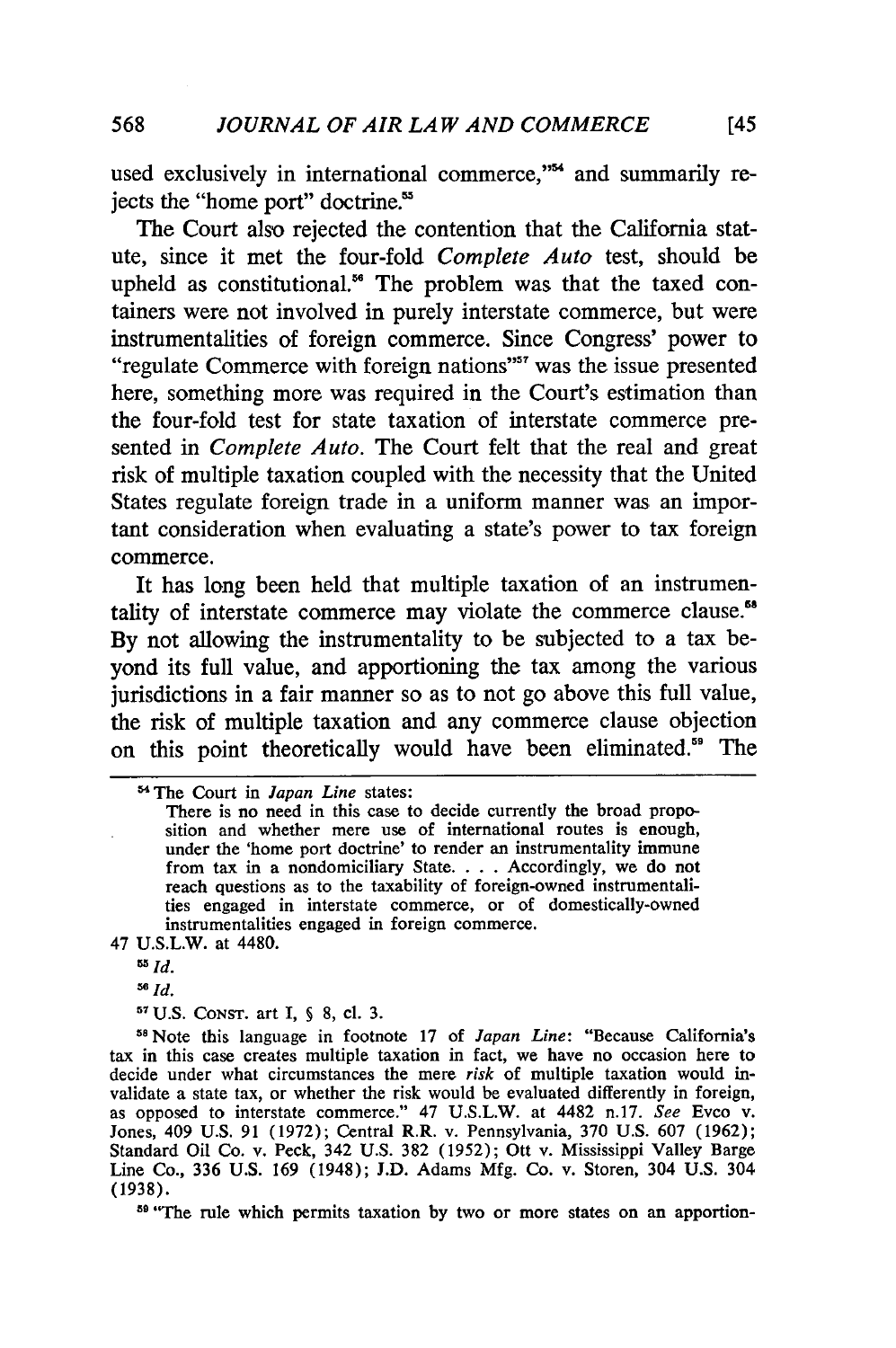used exclusively in international commerce,"[54] and summarily rejects the "home port" doctrine.[55]

The Court also rejected the contention that the California statute, since it met the four-fold *Complete Auto* test, should be upheld as constitutional.[56] The problem was that the taxed containers were not involved in purely interstate commerce, but were instrumentalities of foreign commerce. Since Congress' power to "regulate Commerce with foreign nations"[57] was the issue presented here, something more was required in the Court's estimation than the four-fold test for state taxation of interstate commerce presented in *Complete Auto*. The Court felt that the real and great risk of multiple taxation coupled with the necessity that the United States regulate foreign trade in a uniform manner was an important consideration when evaluating a state's power to tax foreign commerce.

It has long been held that multiple taxation of an instrumentality of interstate commerce may violate the commerce clause.[58] By not allowing the instrumentality to be subjected to a tax beyond its full value, and apportioning the tax among the various jurisdictions in a fair manner so as to not go above this full value, the risk of multiple taxation and any commerce clause objection on this point theoretically would have been eliminated.[59] The

---

[54] The Court in *Japan Line* states:

> There is no need in this case to decide currently the broad proposition and whether mere use of international routes is enough, under the 'home port doctrine' to render an instrumentality immune from tax in a nondomiciliary State. . . . Accordingly, we do not reach questions as to the taxability of foreign-owned instrumentalities engaged in interstate commerce, or of domestically-owned instrumentalities engaged in foreign commerce.

47 U.S.L.W. at 4480.

[55] *Id.*

[56] *Id.*

[57] U.S. CONST. art I, § 8, cl. 3.

[58] Note this language in footnote 17 of *Japan Line*: "Because California's tax in this case creates multiple taxation in fact, we have no occasion here to decide under what circumstances the mere *risk* of multiple taxation would invalidate a state tax, or whether the risk would be evaluated differently in foreign, as opposed to interstate commerce." 47 U.S.L.W. at 4482 n.17. *See* Evco v. Jones, 409 U.S. 91 (1972); Central R.R. v. Pennsylvania, 370 U.S. 607 (1962); Standard Oil Co. v. Peck, 342 U.S. 382 (1952); Ott v. Mississippi Valley Barge Line Co., 336 U.S. 169 (1948); J.D. Adams Mfg. Co. v. Storen, 304 U.S. 304 (1938).

[59] "The rule which permits taxation by two or more states on an apportion-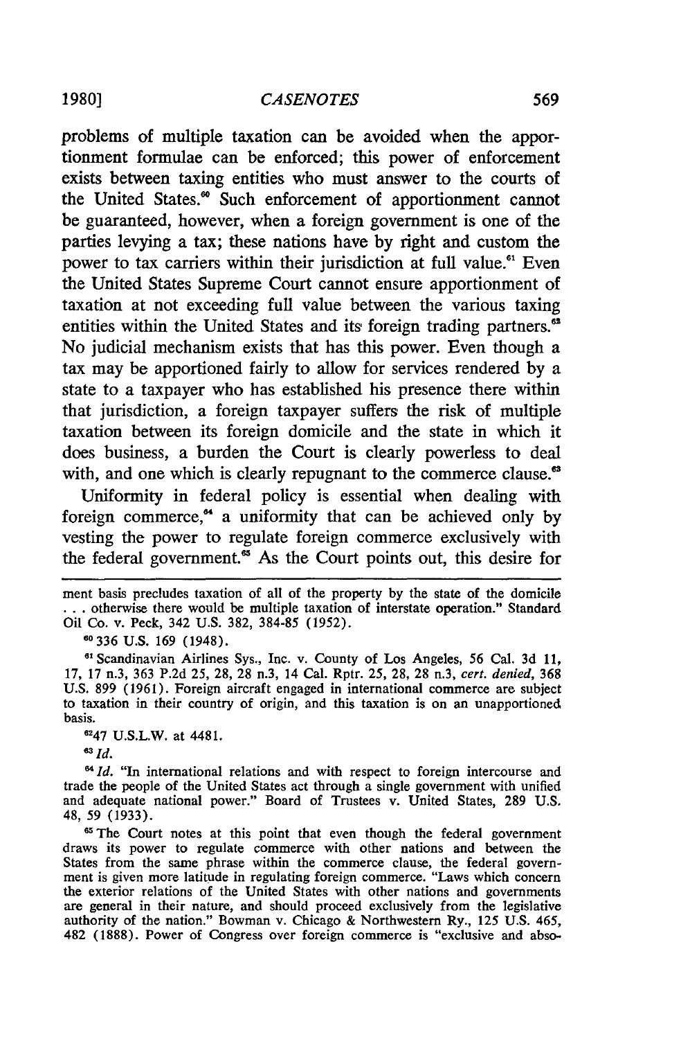problems of multiple taxation can be avoided when the apportionment formulae can be enforced; this power of enforcement exists between taxing entities who must answer to the courts of the United States.[60] Such enforcement of apportionment cannot be guaranteed, however, when a foreign government is one of the parties levying a tax; these nations have by right and custom the power to tax carriers within their jurisdiction at full value.[61] Even the United States Supreme Court cannot ensure apportionment of taxation at not exceeding full value between the various taxing entities within the United States and its foreign trading partners.[62] No judicial mechanism exists that has this power. Even though a tax may be apportioned fairly to allow for services rendered by a state to a taxpayer who has established his presence there within that jurisdiction, a foreign taxpayer suffers the risk of multiple taxation between its foreign domicile and the state in which it does business, a burden the Court is clearly powerless to deal with, and one which is clearly repugnant to the commerce clause.[63]

Uniformity in federal policy is essential when dealing with foreign commerce,[64] a uniformity that can be achieved only by vesting the power to regulate foreign commerce exclusively with the federal government.[65] As the Court points out, this desire for

---

ment basis precludes taxation of all of the property by the state of the domicile . . . otherwise there would be multiple taxation of interstate operation." Standard Oil Co. v. Peck, 342 U.S. 382, 384-85 (1952).

[60] 336 U.S. 169 (1948).

[61] Scandinavian Airlines Sys., Inc. v. County of Los Angeles, 56 Cal. 3d 11, 17, 17 n.3, 363 P.2d 25, 28, 28 n.3, 14 Cal. Rptr. 25, 28, 28 n.3, *cert. denied*, 368 U.S. 899 (1961). Foreign aircraft engaged in international commerce are subject to taxation in their country of origin, and this taxation is on an unapportioned basis.

[62] 47 U.S.L.W. at 4481.

[63] *Id.*

[64] *Id.* "In international relations and with respect to foreign intercourse and trade the people of the United States act through a single government with unified and adequate national power." Board of Trustees v. United States, 289 U.S. 48, 59 (1933).

[65] The Court notes at this point that even though the federal government draws its power to regulate commerce with other nations and between the States from the same phrase within the commerce clause, the federal government is given more latitude in regulating foreign commerce. "Laws which concern the exterior relations of the United States with other nations and governments are general in their nature, and should proceed exclusively from the legislative authority of the nation." Bowman v. Chicago & Northwestern Ry., 125 U.S. 465, 482 (1888). Power of Congress over foreign commerce is "exclusive and abso-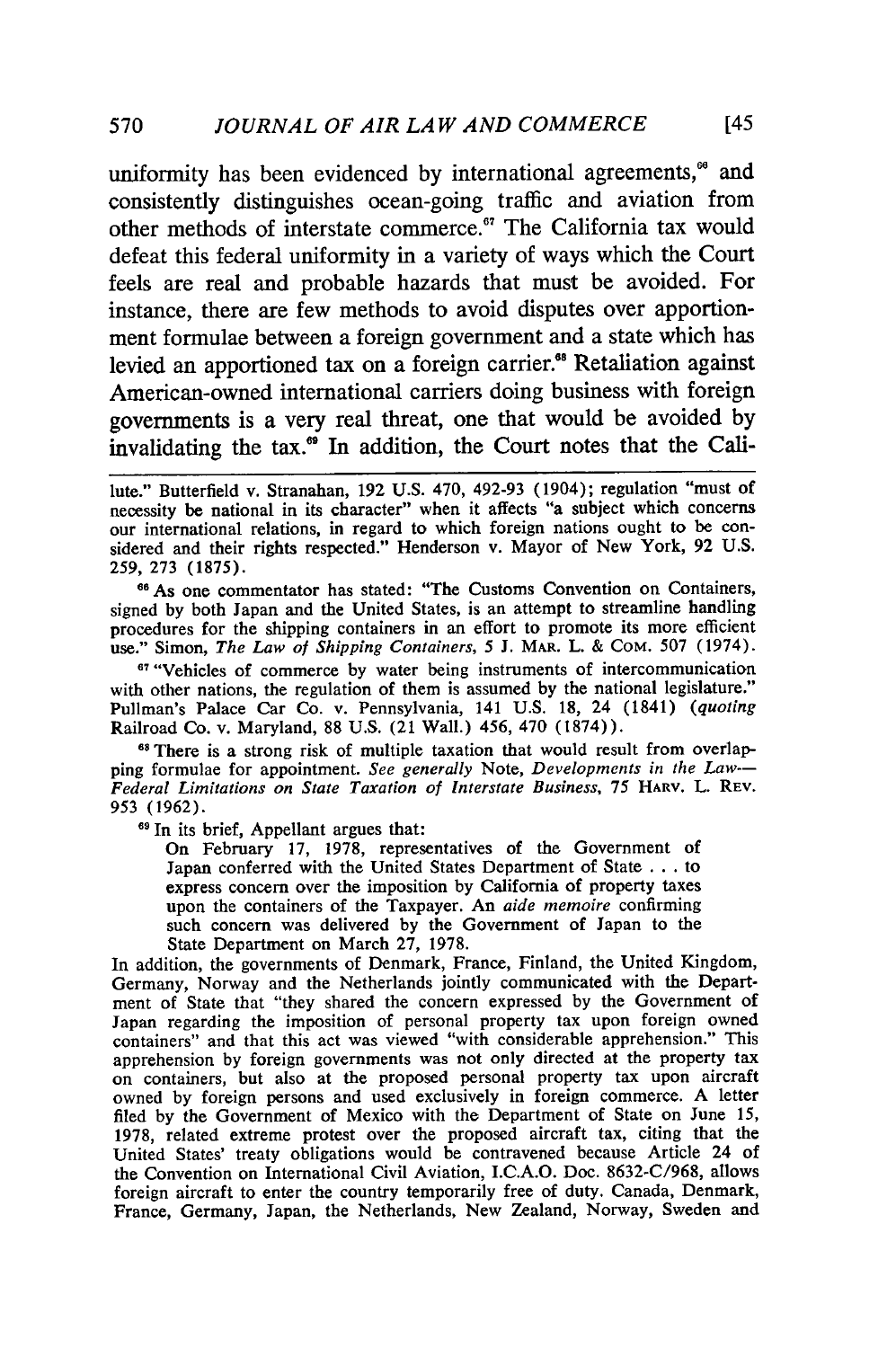uniformity has been evidenced by international agreements,[66] and consistently distinguishes ocean-going traffic and aviation from other methods of interstate commerce.[67] The California tax would defeat this federal uniformity in a variety of ways which the Court feels are real and probable hazards that must be avoided. For instance, there are few methods to avoid disputes over apportionment formulae between a foreign government and a state which has levied an apportioned tax on a foreign carrier.[68] Retaliation against American-owned international carriers doing business with foreign governments is a very real threat, one that would be avoided by invalidating the tax.[69] In addition, the Court notes that the Cali-

---

lute." Butterfield v. Stranahan, 192 U.S. 470, 492-93 (1904); regulation "must of necessity be national in its character" when it affects "a subject which concerns our international relations, in regard to which foreign nations ought to be considered and their rights respected." Henderson v. Mayor of New York, 92 U.S. 259, 273 (1875).

[66] As one commentator has stated: "The Customs Convention on Containers, signed by both Japan and the United States, is an attempt to streamline handling procedures for the shipping containers in an effort to promote its more efficient use." Simon, *The Law of Shipping Containers*, 5 J. MAR. L. & COM. 507 (1974).

[67] "Vehicles of commerce by water being instruments of intercommunication with other nations, the regulation of them is assumed by the national legislature." Pullman's Palace Car Co. v. Pennsylvania, 141 U.S. 18, 24 (1841) (*quoting* Railroad Co. v. Maryland, 88 U.S. (21 Wall.) 456, 470 (1874)).

[68] There is a strong risk of multiple taxation that would result from overlapping formulae for appointment. *See generally* Note, *Developments in the Law—Federal Limitations on State Taxation of Interstate Business*, 75 HARV. L. REV. 953 (1962).

[69] In its brief, Appellant argues that:

> On February 17, 1978, representatives of the Government of Japan conferred with the United States Department of State . . . to express concern over the imposition by California of property taxes upon the containers of the Taxpayer. An *aide memoire* confirming such concern was delivered by the Government of Japan to the State Department on March 27, 1978.

In addition, the governments of Denmark, France, Finland, the United Kingdom, Germany, Norway and the Netherlands jointly communicated with the Department of State that "they shared the concern expressed by the Government of Japan regarding the imposition of personal property tax upon foreign owned containers" and that this act was viewed "with considerable apprehension." This apprehension by foreign governments was not only directed at the property tax on containers, but also at the proposed personal property tax upon aircraft owned by foreign persons and used exclusively in foreign commerce. A letter filed by the Government of Mexico with the Department of State on June 15, 1978, related extreme protest over the proposed aircraft tax, citing that the United States' treaty obligations would be contravened because Article 24 of the Convention on International Civil Aviation, I.C.A.O. Doc. 8632-C/968, allows foreign aircraft to enter the country temporarily free of duty. Canada, Denmark, France, Germany, Japan, the Netherlands, New Zealand, Norway, Sweden and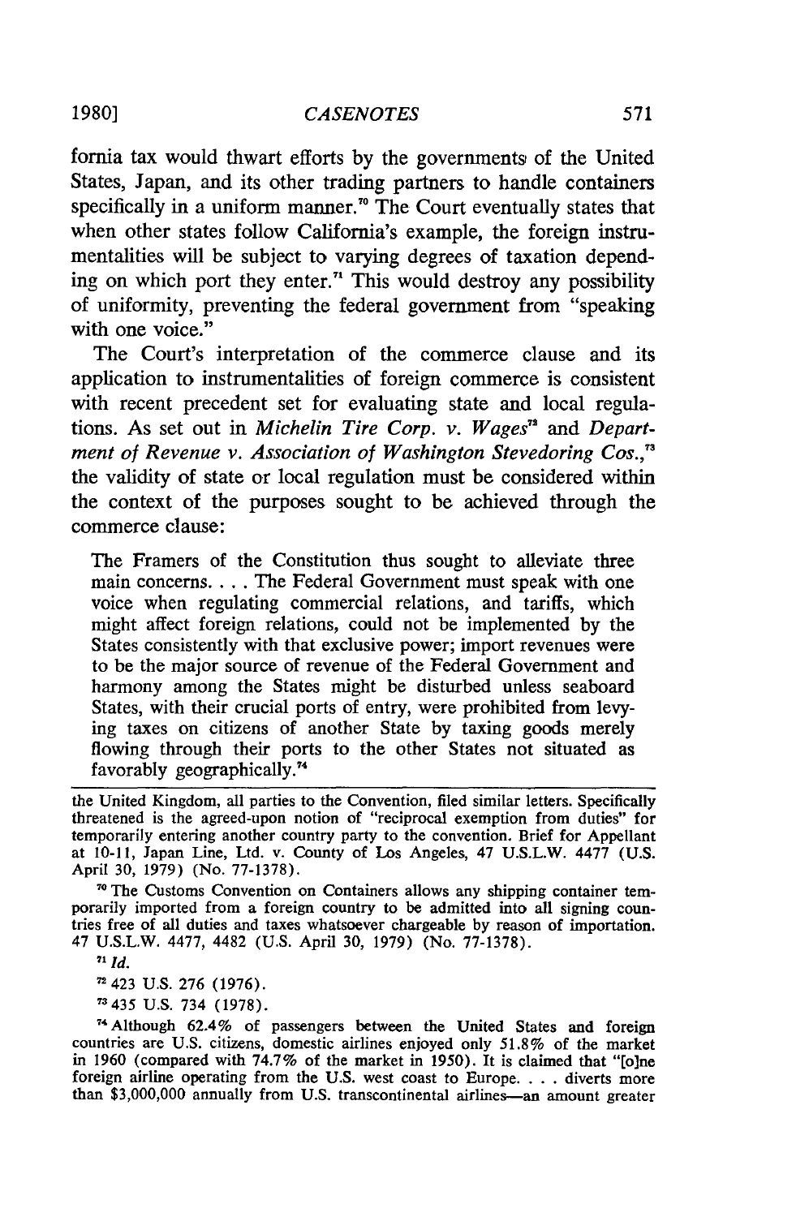fornia tax would thwart efforts by the governments of the United States, Japan, and its other trading partners to handle containers specifically in a uniform manner.[70] The Court eventually states that when other states follow California's example, the foreign instrumentalities will be subject to varying degrees of taxation depending on which port they enter.[71] This would destroy any possibility of uniformity, preventing the federal government from "speaking with one voice."

The Court's interpretation of the commerce clause and its application to instrumentalities of foreign commerce is consistent with recent precedent set for evaluating state and local regulations. As set out in *Michelin Tire Corp. v. Wages*[72] and *Department of Revenue v. Association of Washington Stevedoring Cos.*,[73] the validity of state or local regulation must be considered within the context of the purposes sought to be achieved through the commerce clause:

> The Framers of the Constitution thus sought to alleviate three main concerns. . . . The Federal Government must speak with one voice when regulating commercial relations, and tariffs, which might affect foreign relations, could not be implemented by the States consistently with that exclusive power; import revenues were to be the major source of revenue of the Federal Government and harmony among the States might be disturbed unless seaboard States, with their crucial ports of entry, were prohibited from levying taxes on citizens of another State by taxing goods merely flowing through their ports to the other States not situated as favorably geographically.[74]

---

the United Kingdom, all parties to the Convention, filed similar letters. Specifically threatened is the agreed-upon notion of "reciprocal exemption from duties" for temporarily entering another country party to the convention. Brief for Appellant at 10-11, Japan Line, Ltd. v. County of Los Angeles, 47 U.S.L.W. 4477 (U.S. April 30, 1979) (No. 77-1378).

[70] The Customs Convention on Containers allows any shipping container temporarily imported from a foreign country to be admitted into all signing countries free of all duties and taxes whatsoever chargeable by reason of importation. 47 U.S.L.W. 4477, 4482 (U.S. April 30, 1979) (No. 77-1378).

[71] *Id.*

[72] 423 U.S. 276 (1976).

[73] 435 U.S. 734 (1978).

[74] Although 62.4% of passengers between the United States and foreign countries are U.S. citizens, domestic airlines enjoyed only 51.8% of the market in 1960 (compared with 74.7% of the market in 1950). It is claimed that "[o]ne foreign airline operating from the U.S. west coast to Europe. . . . diverts more than $3,000,000 annually from U.S. transcontinental airlines—an amount greater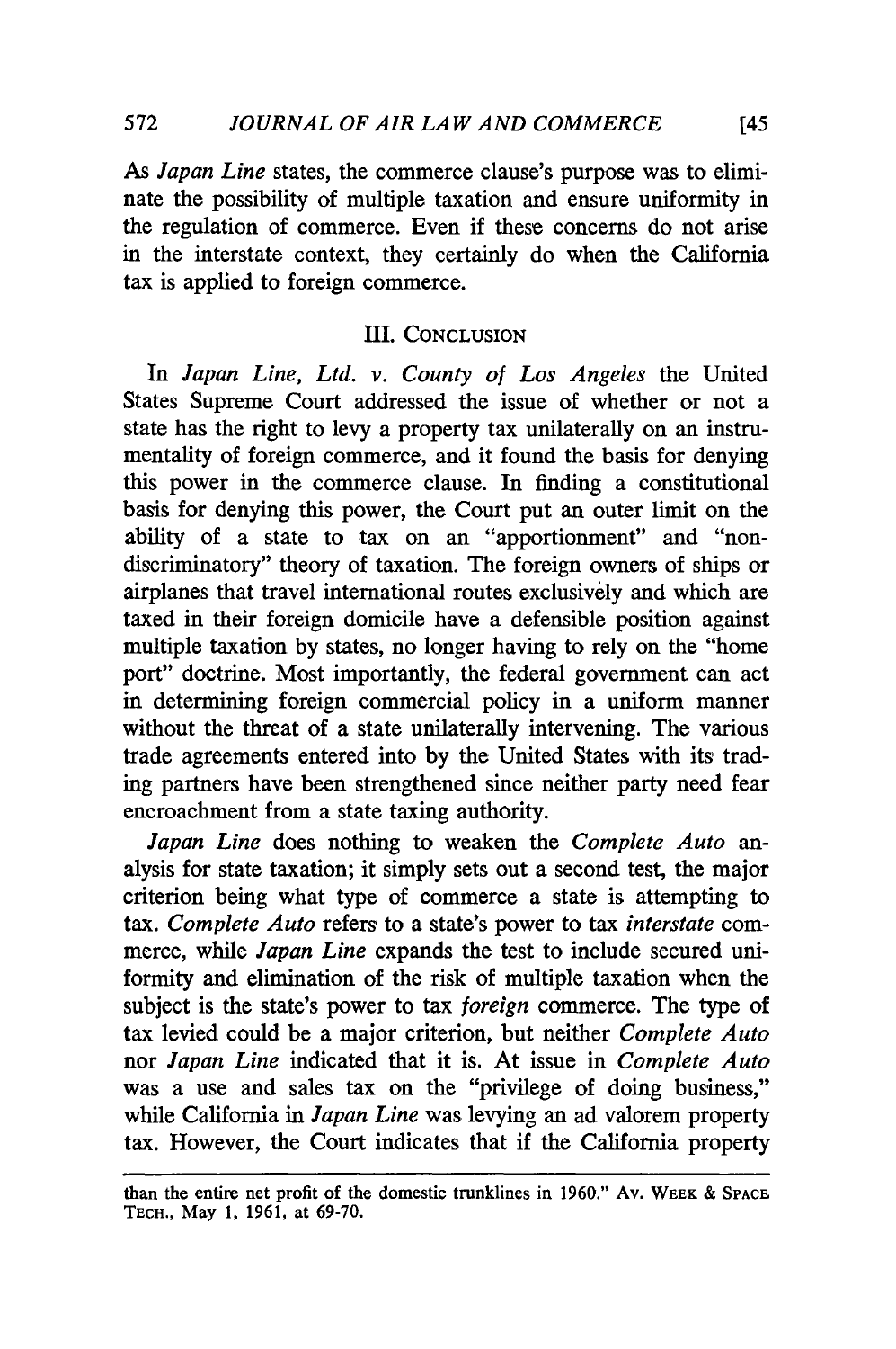As *Japan Line* states, the commerce clause's purpose was to eliminate the possibility of multiple taxation and ensure uniformity in the regulation of commerce. Even if these concerns do not arise in the interstate context, they certainly do when the California tax is applied to foreign commerce.

## III. CONCLUSION

In *Japan Line, Ltd. v. County of Los Angeles* the United States Supreme Court addressed the issue of whether or not a state has the right to levy a property tax unilaterally on an instrumentality of foreign commerce, and it found the basis for denying this power in the commerce clause. In finding a constitutional basis for denying this power, the Court put an outer limit on the ability of a state to tax on an "apportionment" and "nondiscriminatory" theory of taxation. The foreign owners of ships or airplanes that travel international routes exclusively and which are taxed in their foreign domicile have a defensible position against multiple taxation by states, no longer having to rely on the "home port" doctrine. Most importantly, the federal government can act in determining foreign commercial policy in a uniform manner without the threat of a state unilaterally intervening. The various trade agreements entered into by the United States with its trading partners have been strengthened since neither party need fear encroachment from a state taxing authority.

*Japan Line* does nothing to weaken the *Complete Auto* analysis for state taxation; it simply sets out a second test, the major criterion being what type of commerce a state is attempting to tax. *Complete Auto* refers to a state's power to tax *interstate* commerce, while *Japan Line* expands the test to include secured uniformity and elimination of the risk of multiple taxation when the subject is the state's power to tax *foreign* commerce. The type of tax levied could be a major criterion, but neither *Complete Auto* nor *Japan Line* indicated that it is. At issue in *Complete Auto* was a use and sales tax on the "privilege of doing business," while California in *Japan Line* was levying an ad valorem property tax. However, the Court indicates that if the California property

---

than the entire net profit of the domestic trunklines in 1960." AV. WEEK & SPACE TECH., May 1, 1961, at 69-70.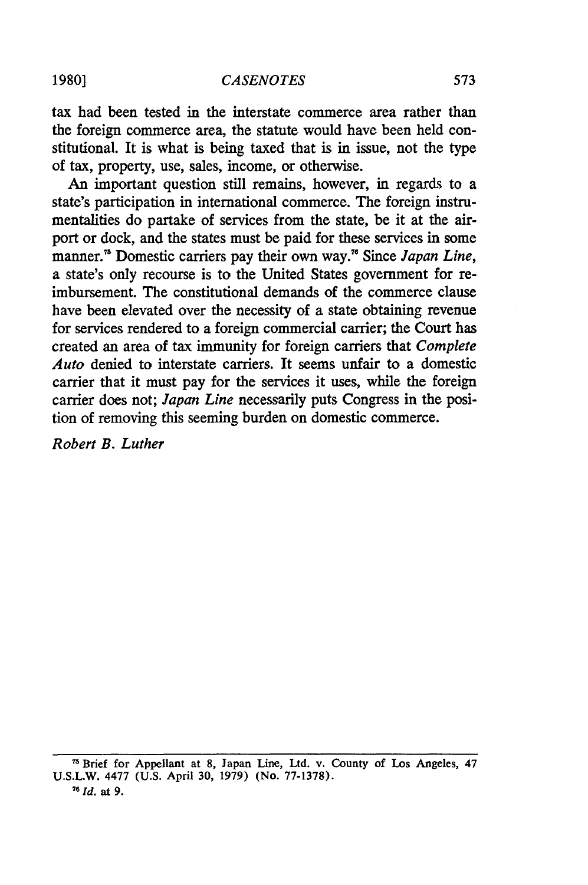tax had been tested in the interstate commerce area rather than the foreign commerce area, the statute would have been held constitutional. It is what is being taxed that is in issue, not the type of tax, property, use, sales, income, or otherwise.

An important question still remains, however, in regards to a state's participation in international commerce. The foreign instrumentalities do partake of services from the state, be it at the airport or dock, and the states must be paid for these services in some manner.[75] Domestic carriers pay their own way.[76] Since *Japan Line*, a state's only recourse is to the United States government for reimbursement. The constitutional demands of the commerce clause have been elevated over the necessity of a state obtaining revenue for services rendered to a foreign commercial carrier; the Court has created an area of tax immunity for foreign carriers that *Complete Auto* denied to interstate carriers. It seems unfair to a domestic carrier that it must pay for the services it uses, while the foreign carrier does not; *Japan Line* necessarily puts Congress in the position of removing this seeming burden on domestic commerce.

*Robert B. Luther*

---

[75] Brief for Appellant at 8, Japan Line, Ltd. v. County of Los Angeles, 47 U.S.L.W. 4477 (U.S. April 30, 1979) (No. 77-1378).

[76] *Id.* at 9.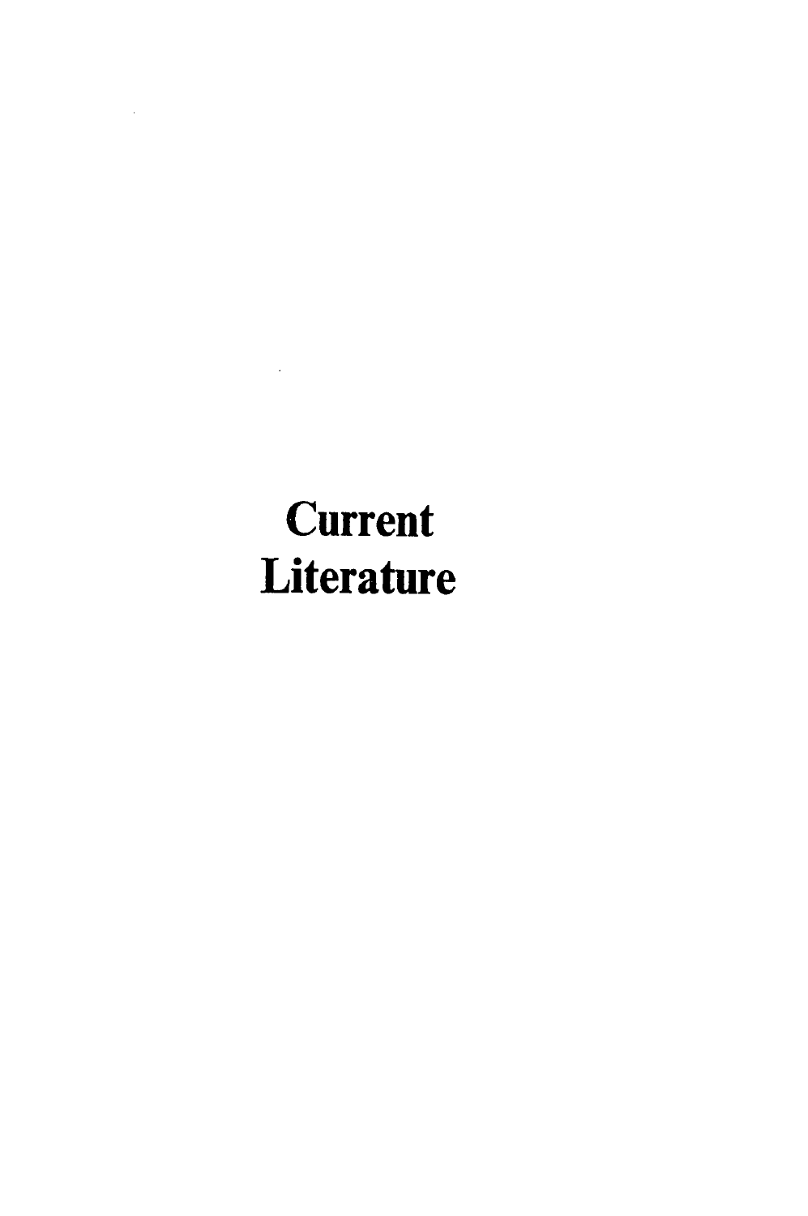# Current Literature